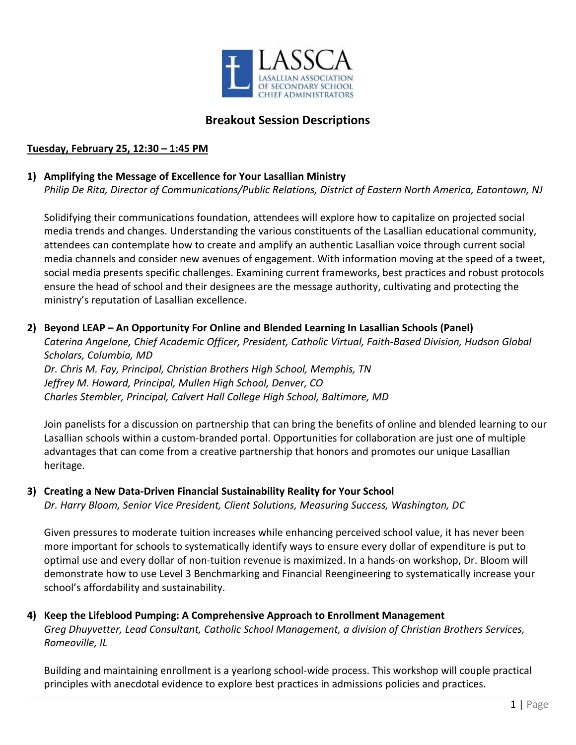LASSCA
LASALLIAN ASSOCIATION
OF SECONDARY SCHOOL
CHIEF ADMINISTRATORS

# Breakout Session Descriptions

**Tuesday, February 25, 12:30 – 1:45 PM**

**1) Amplifying the Message of Excellence for Your Lasallian Ministry**
*Philip De Rita, Director of Communications/Public Relations, District of Eastern North America, Eatontown, NJ*

Solidifying their communications foundation, attendees will explore how to capitalize on projected social media trends and changes. Understanding the various constituents of the Lasallian educational community, attendees can contemplate how to create and amplify an authentic Lasallian voice through current social media channels and consider new avenues of engagement. With information moving at the speed of a tweet, social media presents specific challenges. Examining current frameworks, best practices and robust protocols ensure the head of school and their designees are the message authority, cultivating and protecting the ministry's reputation of Lasallian excellence.

**2) Beyond LEAP – An Opportunity For Online and Blended Learning In Lasallian Schools (Panel)**
*Caterina Angelone, Chief Academic Officer, President, Catholic Virtual, Faith-Based Division, Hudson Global Scholars, Columbia, MD*
*Dr. Chris M. Fay, Principal, Christian Brothers High School, Memphis, TN*
*Jeffrey M. Howard, Principal, Mullen High School, Denver, CO*
*Charles Stembler, Principal, Calvert Hall College High School, Baltimore, MD*

Join panelists for a discussion on partnership that can bring the benefits of online and blended learning to our Lasallian schools within a custom-branded portal. Opportunities for collaboration are just one of multiple advantages that can come from a creative partnership that honors and promotes our unique Lasallian heritage.

**3) Creating a New Data-Driven Financial Sustainability Reality for Your School**
*Dr. Harry Bloom, Senior Vice President, Client Solutions, Measuring Success, Washington, DC*

Given pressures to moderate tuition increases while enhancing perceived school value, it has never been more important for schools to systematically identify ways to ensure every dollar of expenditure is put to optimal use and every dollar of non-tuition revenue is maximized. In a hands-on workshop, Dr. Bloom will demonstrate how to use Level 3 Benchmarking and Financial Reengineering to systematically increase your school's affordability and sustainability.

**4) Keep the Lifeblood Pumping: A Comprehensive Approach to Enrollment Management**
*Greg Dhuyvetter, Lead Consultant, Catholic School Management, a division of Christian Brothers Services, Romeoville, IL*

Building and maintaining enrollment is a yearlong school-wide process. This workshop will couple practical principles with anecdotal evidence to explore best practices in admissions policies and practices.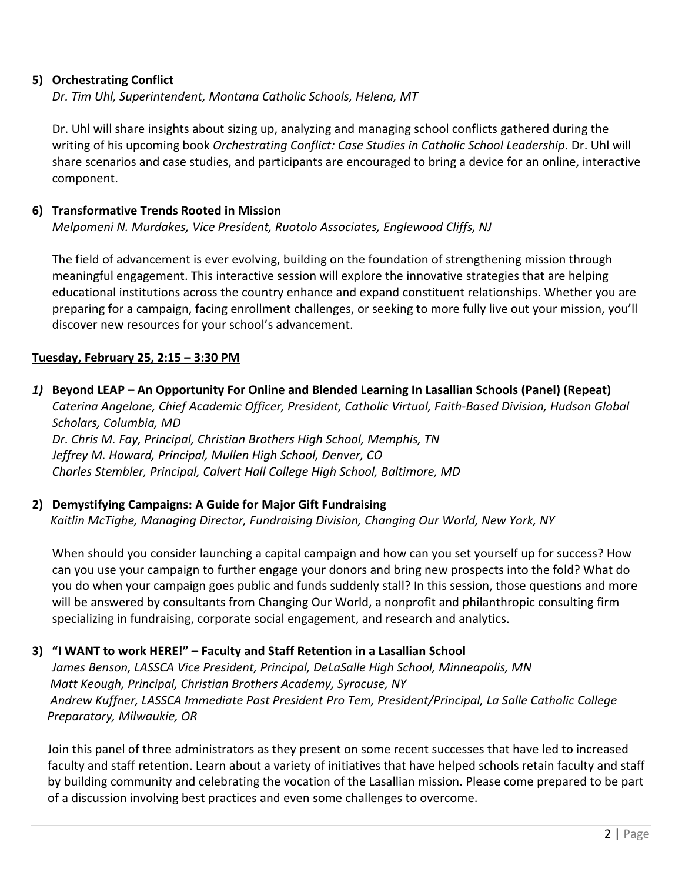**5) Orchestrating Conflict**

*Dr. Tim Uhl, Superintendent, Montana Catholic Schools, Helena, MT*

Dr. Uhl will share insights about sizing up, analyzing and managing school conflicts gathered during the writing of his upcoming book *Orchestrating Conflict: Case Studies in Catholic School Leadership*. Dr. Uhl will share scenarios and case studies, and participants are encouraged to bring a device for an online, interactive component.

**6) Transformative Trends Rooted in Mission**

*Melpomeni N. Murdakes, Vice President, Ruotolo Associates, Englewood Cliffs, NJ*

The field of advancement is ever evolving, building on the foundation of strengthening mission through meaningful engagement. This interactive session will explore the innovative strategies that are helping educational institutions across the country enhance and expand constituent relationships. Whether you are preparing for a campaign, facing enrollment challenges, or seeking to more fully live out your mission, you'll discover new resources for your school's advancement.

**<u>Tuesday, February 25, 2:15 – 3:30 PM</u>**

***1)*** **Beyond LEAP – An Opportunity For Online and Blended Learning In Lasallian Schools (Panel) (Repeat)**

*Caterina Angelone, Chief Academic Officer, President, Catholic Virtual, Faith-Based Division, Hudson Global Scholars, Columbia, MD*
*Dr. Chris M. Fay, Principal, Christian Brothers High School, Memphis, TN*
*Jeffrey M. Howard, Principal, Mullen High School, Denver, CO*
*Charles Stembler, Principal, Calvert Hall College High School, Baltimore, MD*

**2) Demystifying Campaigns: A Guide for Major Gift Fundraising**

*Kaitlin McTighe, Managing Director, Fundraising Division, Changing Our World, New York, NY*

When should you consider launching a capital campaign and how can you set yourself up for success? How can you use your campaign to further engage your donors and bring new prospects into the fold? What do you do when your campaign goes public and funds suddenly stall? In this session, those questions and more will be answered by consultants from Changing Our World, a nonprofit and philanthropic consulting firm specializing in fundraising, corporate social engagement, and research and analytics.

**3) "I WANT to work HERE!" – Faculty and Staff Retention in a Lasallian School**

*James Benson, LASSCA Vice President, Principal, DeLaSalle High School, Minneapolis, MN*
*Matt Keough, Principal, Christian Brothers Academy, Syracuse, NY*
*Andrew Kuffner, LASSCA Immediate Past President Pro Tem, President/Principal, La Salle Catholic College Preparatory, Milwaukie, OR*

Join this panel of three administrators as they present on some recent successes that have led to increased faculty and staff retention. Learn about a variety of initiatives that have helped schools retain faculty and staff by building community and celebrating the vocation of the Lasallian mission. Please come prepared to be part of a discussion involving best practices and even some challenges to overcome.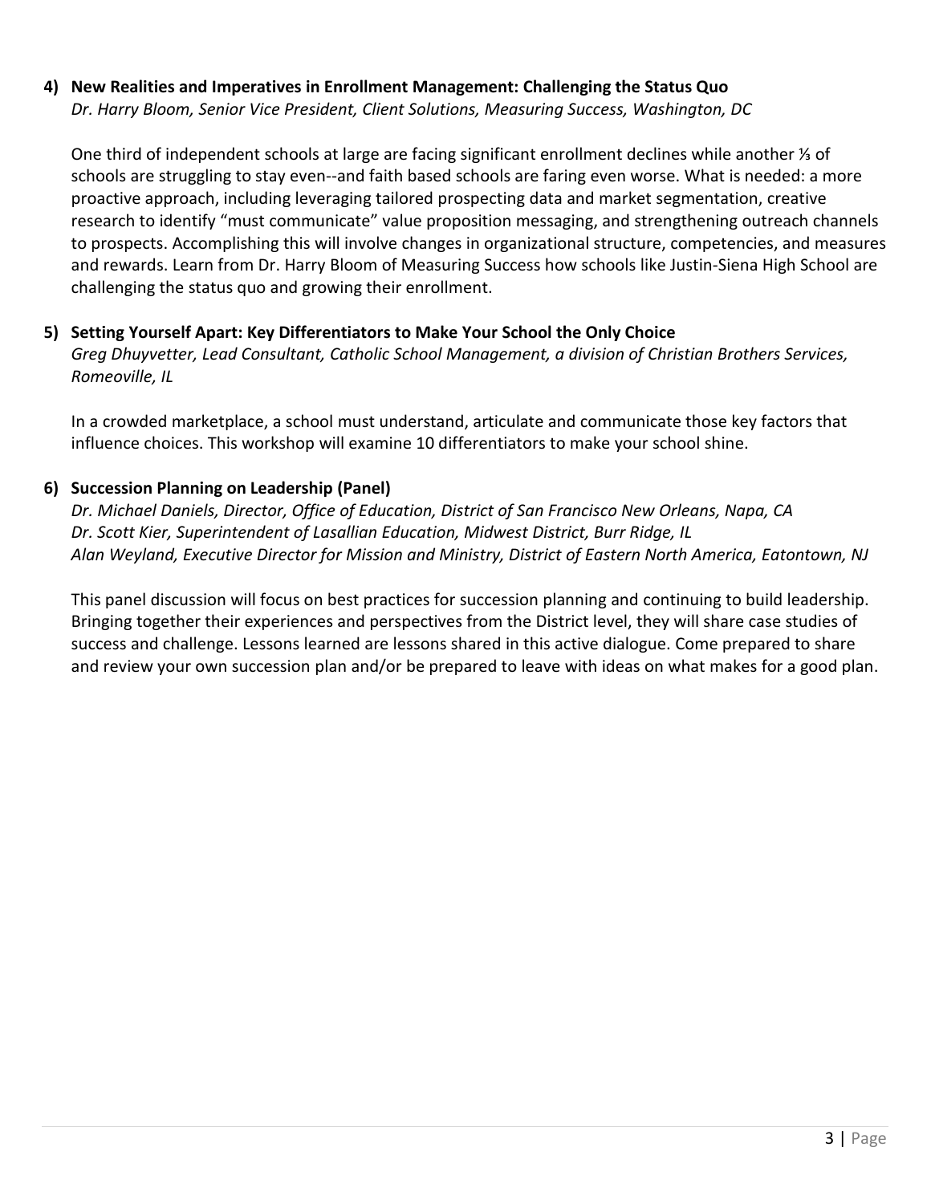**4) New Realities and Imperatives in Enrollment Management: Challenging the Status Quo**

*Dr. Harry Bloom, Senior Vice President, Client Solutions, Measuring Success, Washington, DC*

One third of independent schools at large are facing significant enrollment declines while another ⅓ of schools are struggling to stay even--and faith based schools are faring even worse. What is needed: a more proactive approach, including leveraging tailored prospecting data and market segmentation, creative research to identify "must communicate" value proposition messaging, and strengthening outreach channels to prospects. Accomplishing this will involve changes in organizational structure, competencies, and measures and rewards. Learn from Dr. Harry Bloom of Measuring Success how schools like Justin-Siena High School are challenging the status quo and growing their enrollment.

**5) Setting Yourself Apart: Key Differentiators to Make Your School the Only Choice**

*Greg Dhuyvetter, Lead Consultant, Catholic School Management, a division of Christian Brothers Services, Romeoville, IL*

In a crowded marketplace, a school must understand, articulate and communicate those key factors that influence choices. This workshop will examine 10 differentiators to make your school shine.

**6) Succession Planning on Leadership (Panel)**

*Dr. Michael Daniels, Director, Office of Education, District of San Francisco New Orleans, Napa, CA*
*Dr. Scott Kier, Superintendent of Lasallian Education, Midwest District, Burr Ridge, IL*
*Alan Weyland, Executive Director for Mission and Ministry, District of Eastern North America, Eatontown, NJ*

This panel discussion will focus on best practices for succession planning and continuing to build leadership. Bringing together their experiences and perspectives from the District level, they will share case studies of success and challenge. Lessons learned are lessons shared in this active dialogue. Come prepared to share and review your own succession plan and/or be prepared to leave with ideas on what makes for a good plan.